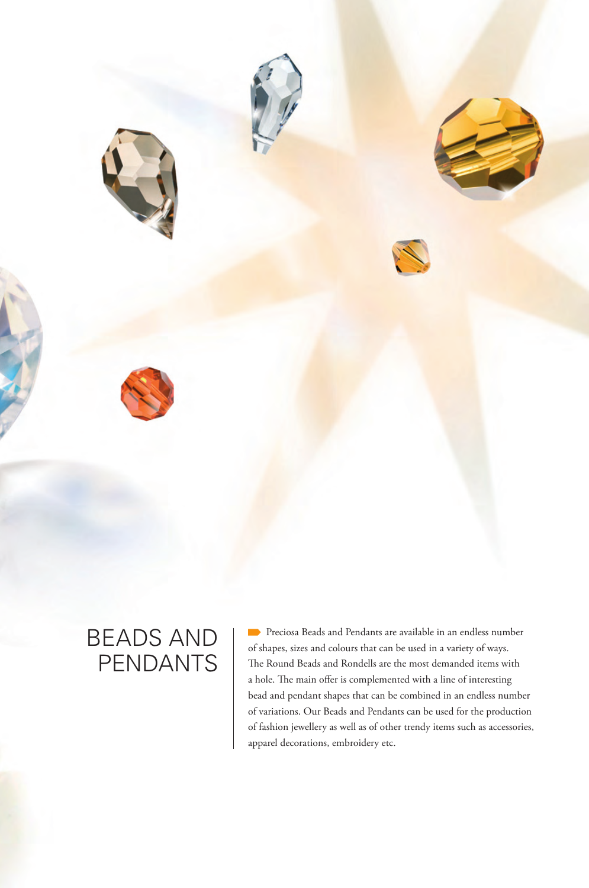# BEADS AND PENDANTS

Preciosa Beads and Pendants are available in an endless number of shapes, sizes and colours that can be used in a variety of ways. The Round Beads and Rondells are the most demanded items with a hole. The main offer is complemented with a line of interesting bead and pendant shapes that can be combined in an endless number of variations. Our Beads and Pendants can be used for the production of fashion jewellery as well as of other trendy items such as accessories, apparel decorations, embroidery etc.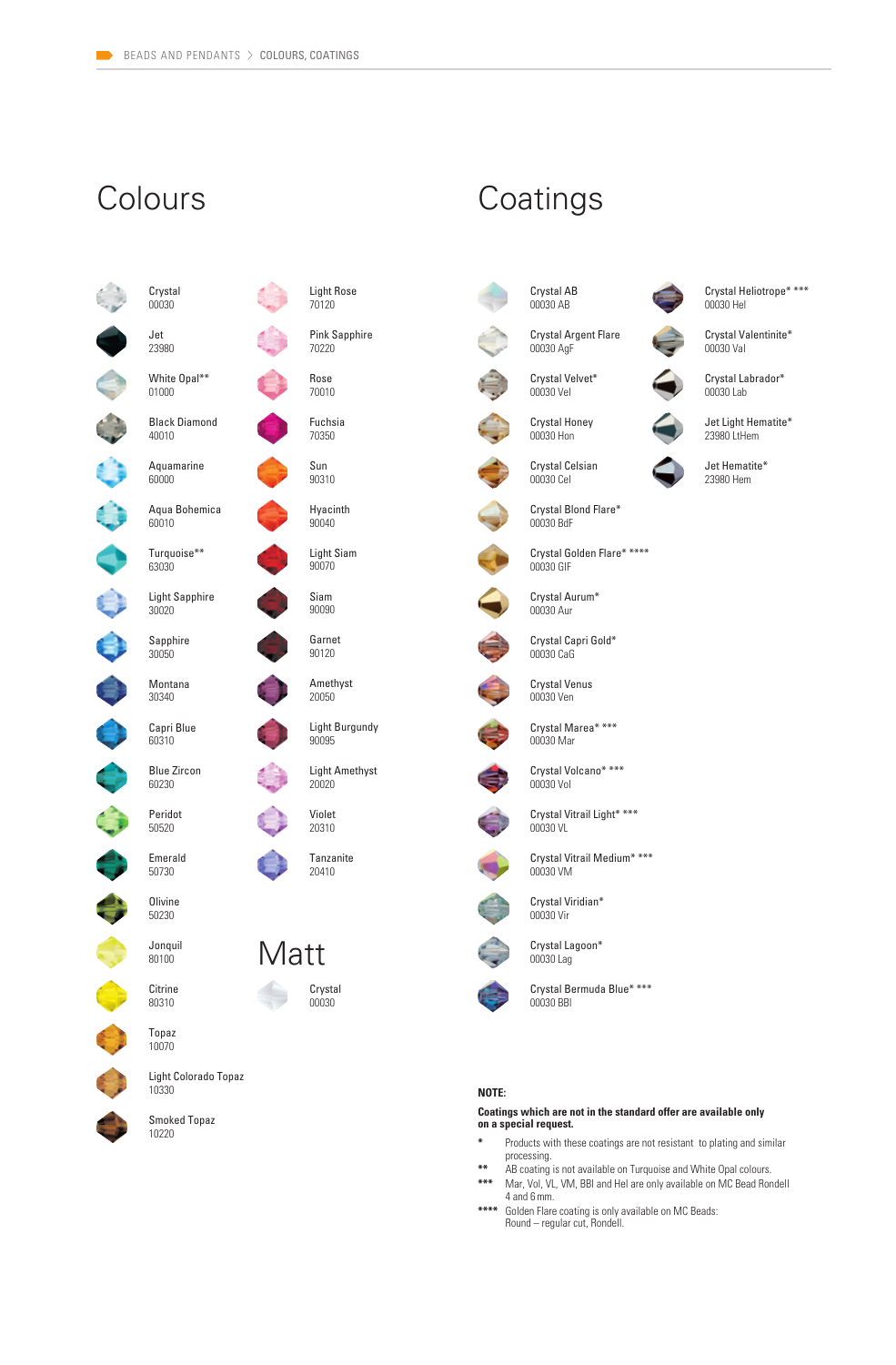# Colours

| Name | Code |
|---|---|
| Crystal | 00030 |
| Jet | 23980 |
| White Opal** | 01000 |
| Black Diamond | 40010 |
| Aquamarine | 60000 |
| Aqua Bohemica | 60010 |
| Turquoise** | 63030 |
| Light Sapphire | 30020 |
| Sapphire | 30050 |
| Montana | 30340 |
| Capri Blue | 60310 |
| Blue Zircon | 60230 |
| Peridot | 50520 |
| Emerald | 50730 |
| Olivine | 50230 |
| Jonquil | 80100 |
| Citrine | 80310 |
| Topaz | 10070 |
| Light Colorado Topaz | 10330 |
| Smoked Topaz | 10220 |
| Light Rose | 70120 |
| Pink Sapphire | 70220 |
| Rose | 70010 |
| Fuchsia | 70350 |
| Sun | 90310 |
| Hyacinth | 90040 |
| Light Siam | 90070 |
| Siam | 90090 |
| Garnet | 90120 |
| Amethyst | 20050 |
| Light Burgundy | 90095 |
| Light Amethyst | 20020 |
| Violet | 20310 |
| Tanzanite | 20410 |

# Matt

| Name | Code |
|---|---|
| Crystal | 00030 |

# Coatings

| Name | Code |
|---|---|
| Crystal AB | 00030 AB |
| Crystal Argent Flare | 00030 AgF |
| Crystal Velvet* | 00030 Vel |
| Crystal Honey | 00030 Hon |
| Crystal Celsian | 00030 Cel |
| Crystal Blond Flare* | 00030 BdF |
| Crystal Golden Flare* **** | 00030 GlF |
| Crystal Aurum* | 00030 Aur |
| Crystal Capri Gold* | 00030 CaG |
| Crystal Venus | 00030 Ven |
| Crystal Marea* *** | 00030 Mar |
| Crystal Volcano* *** | 00030 Vol |
| Crystal Vitrail Light* *** | 00030 VL |
| Crystal Vitrail Medium* *** | 00030 VM |
| Crystal Viridian* | 00030 Vir |
| Crystal Lagoon* | 00030 Lag |
| Crystal Bermuda Blue* *** | 00030 BBl |
| Crystal Heliotrope* *** | 00030 Hel |
| Crystal Valentinite* | 00030 Val |
| Crystal Labrador* | 00030 Lab |
| Jet Light Hematite* | 23980 LtHem |
| Jet Hematite* | 23980 Hem |

**NOTE:**

**Coatings which are not in the standard offer are available only on a special request.**

- \* Products with these coatings are not resistant to plating and similar processing.
- \*\* AB coating is not available on Turquoise and White Opal colours.
- \*\*\* Mar, Vol, VL, VM, BBl and Hel are only available on MC Bead Rondell 4 and 6 mm.
- \*\*\*\* Golden Flare coating is only available on MC Beads: Round – regular cut, Rondell.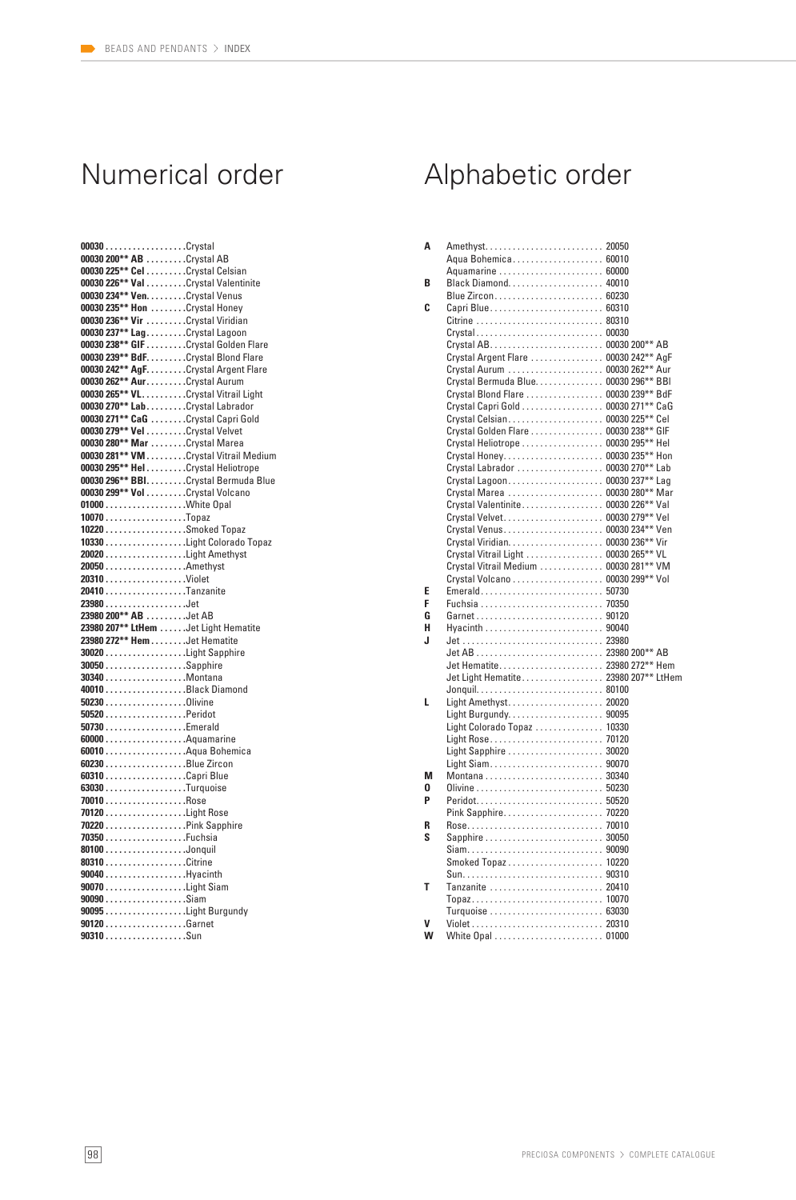## Numerical order

| Code | Name |
|---|---|
| **00030** | Crystal |
| **00030 200** AB** | Crystal AB |
| **00030 225** Cel** | Crystal Celsian |
| **00030 226** Val** | Crystal Valentinite |
| **00030 234** Ven.** | Crystal Venus |
| **00030 235** Hon** | Crystal Honey |
| **00030 236** Vir** | Crystal Viridian |
| **00030 237** Lag** | Crystal Lagoon |
| **00030 238** GIF** | Crystal Golden Flare |
| **00030 239** BdF.** | Crystal Blond Flare |
| **00030 242** AgF.** | Crystal Argent Flare |
| **00030 262** Aur** | Crystal Aurum |
| **00030 265** VL** | Crystal Vitrail Light |
| **00030 270** Lab** | Crystal Labrador |
| **00030 271** CaG** | Crystal Capri Gold |
| **00030 279** Vel** | Crystal Velvet |
| **00030 280** Mar** | Crystal Marea |
| **00030 281** VM** | Crystal Vitrail Medium |
| **00030 295** Hel** | Crystal Heliotrope |
| **00030 296** BBl** | Crystal Bermuda Blue |
| **00030 299** Vol** | Crystal Volcano |
| **01000** | White Opal |
| **10070** | Topaz |
| **10220** | Smoked Topaz |
| **10330** | Light Colorado Topaz |
| **20020** | Light Amethyst |
| **20050** | Amethyst |
| **20310** | Violet |
| **20410** | Tanzanite |
| **23980** | Jet |
| **23980 200** AB** | Jet AB |
| **23980 207** LtHem** | Jet Light Hematite |
| **23980 272** Hem** | Jet Hematite |
| **30020** | Light Sapphire |
| **30050** | Sapphire |
| **30340** | Montana |
| **40010** | Black Diamond |
| **50230** | Olivine |
| **50520** | Peridot |
| **50730** | Emerald |
| **60000** | Aquamarine |
| **60010** | Aqua Bohemica |
| **60230** | Blue Zircon |
| **60310** | Capri Blue |
| **63030** | Turquoise |
| **70010** | Rose |
| **70120** | Light Rose |
| **70220** | Pink Sapphire |
| **70350** | Fuchsia |
| **80100** | Jonquil |
| **80310** | Citrine |
| **90040** | Hyacinth |
| **90070** | Light Siam |
| **90090** | Siam |
| **90095** | Light Burgundy |
| **90120** | Garnet |
| **90310** | Sun |

## Alphabetic order

| Letter | Name | Code |
|---|---|---|
| **A** | Amethyst | 20050 |
| | Aqua Bohemica | 60010 |
| | Aquamarine | 60000 |
| **B** | Black Diamond | 40010 |
| | Blue Zircon | 60230 |
| **C** | Capri Blue | 60310 |
| | Citrine | 80310 |
| | Crystal | 00030 |
| | Crystal AB | 00030 200** AB |
| | Crystal Argent Flare | 00030 242** AgF |
| | Crystal Aurum | 00030 262** Aur |
| | Crystal Bermuda Blue | 00030 296** BBl |
| | Crystal Blond Flare | 00030 239** BdF |
| | Crystal Capri Gold | 00030 271** CaG |
| | Crystal Celsian | 00030 225** Cel |
| | Crystal Golden Flare | 00030 238** GlF |
| | Crystal Heliotrope | 00030 295** Hel |
| | Crystal Honey | 00030 235** Hon |
| | Crystal Labrador | 00030 270** Lab |
| | Crystal Lagoon | 00030 237** Lag |
| | Crystal Marea | 00030 280** Mar |
| | Crystal Valentinite | 00030 226** Val |
| | Crystal Velvet | 00030 279** Vel |
| | Crystal Venus | 00030 234** Ven |
| | Crystal Viridian | 00030 236** Vir |
| | Crystal Vitrail Light | 00030 265** VL |
| | Crystal Vitrail Medium | 00030 281** VM |
| | Crystal Volcano | 00030 299** Vol |
| **E** | Emerald | 50730 |
| **F** | Fuchsia | 70350 |
| **G** | Garnet | 90120 |
| **H** | Hyacinth | 90040 |
| **J** | Jet | 23980 |
| | Jet AB | 23980 200** AB |
| | Jet Hematite | 23980 272** Hem |
| | Jet Light Hematite | 23980 207** LtHem |
| | Jonquil | 80100 |
| **L** | Light Amethyst | 20020 |
| | Light Burgundy | 90095 |
| | Light Colorado Topaz | 10330 |
| | Light Rose | 70120 |
| | Light Sapphire | 30020 |
| | Light Siam | 90070 |
| **M** | Montana | 30340 |
| **O** | Olivine | 50230 |
| **P** | Peridot | 50520 |
| | Pink Sapphire | 70220 |
| **R** | Rose | 70010 |
| **S** | Sapphire | 30050 |
| | Siam | 90090 |
| | Smoked Topaz | 10220 |
| | Sun | 90310 |
| **T** | Tanzanite | 20410 |
| | Topaz | 10070 |
| | Turquoise | 63030 |
| **V** | Violet | 20310 |
| **W** | White Opal | 01000 |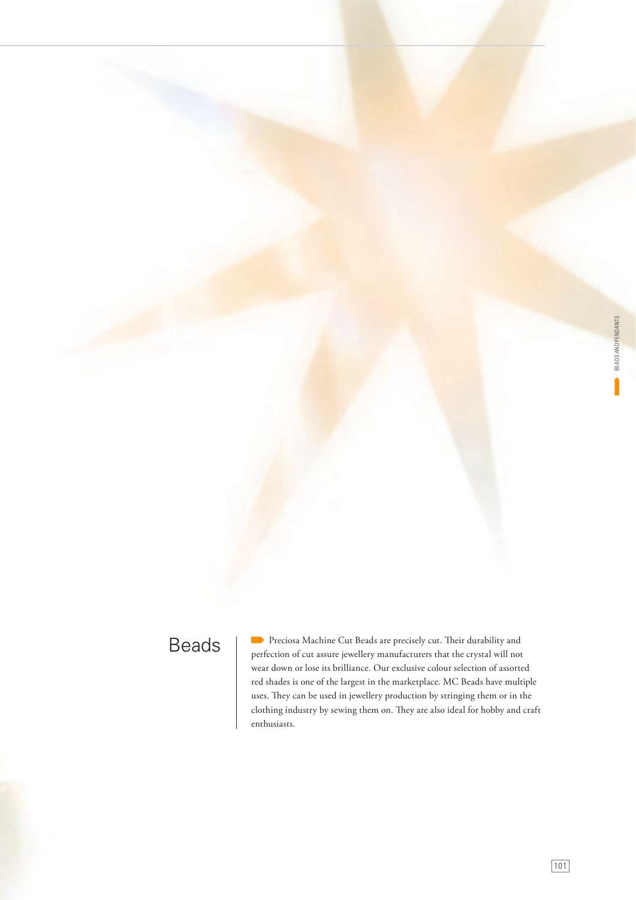# Beads

Preciosa Machine Cut Beads are precisely cut. Their durability and perfection of cut assure jewellery manufacturers that the crystal will not wear down or lose its brilliance. Our exclusive colour selection of assorted red shades is one of the largest in the marketplace. MC Beads have multiple uses. They can be used in jewellery production by stringing them or in the clothing industry by sewing them on. They are also ideal for hobby and craft enthusiasts.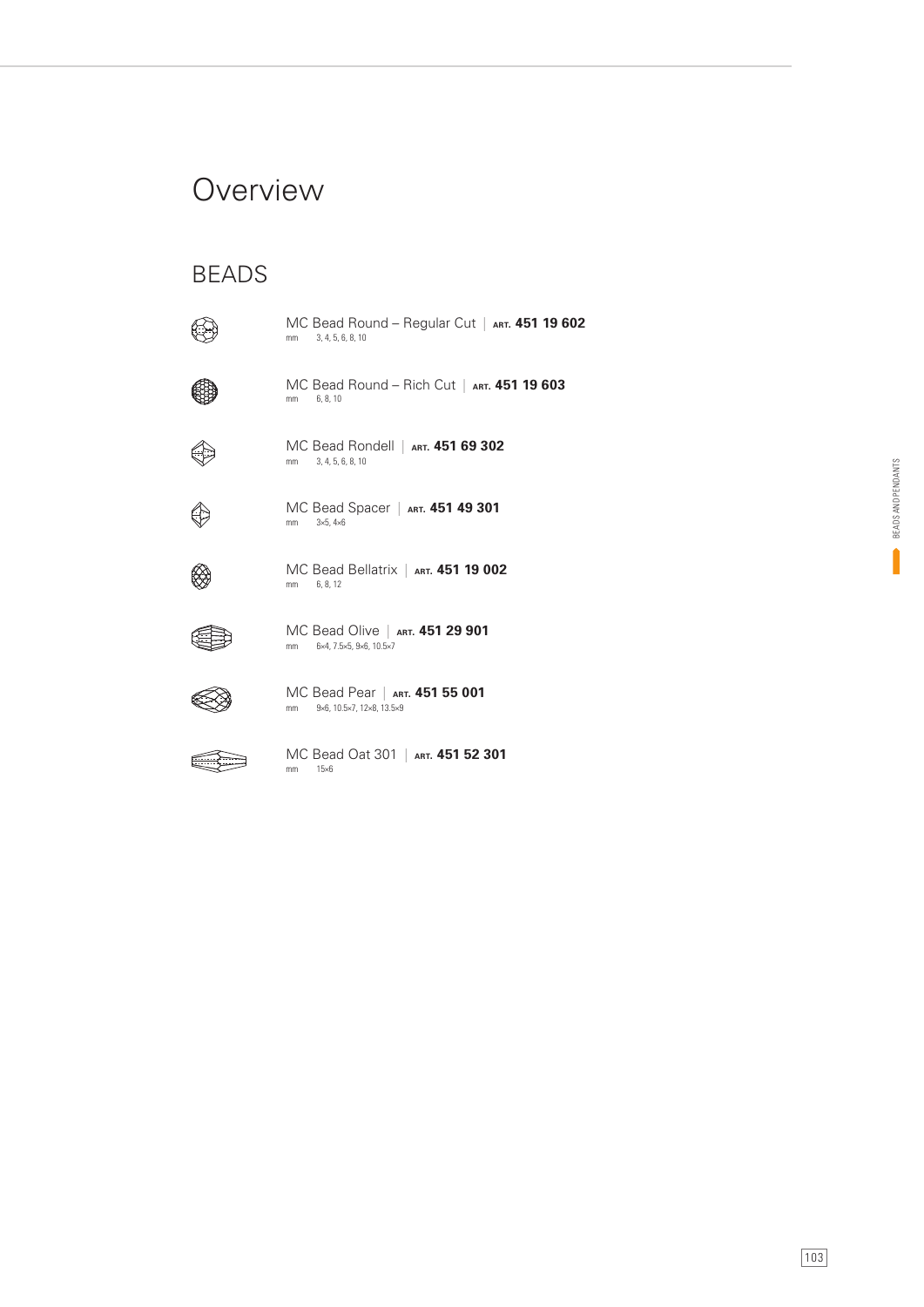# Overview

## BEADS

MC Bead Round – Regular Cut | ART. **451 19 602**
mm 3, 4, 5, 6, 8, 10

MC Bead Round – Rich Cut | ART. **451 19 603**
mm 6, 8, 10

MC Bead Rondell | ART. **451 69 302**
mm 3, 4, 5, 6, 8, 10

MC Bead Spacer | ART. **451 49 301**
mm 3×5, 4×6

MC Bead Bellatrix | ART. **451 19 002**
mm 6, 8, 12

MC Bead Olive | ART. **451 29 901**
mm 6×4, 7.5×5, 9×6, 10.5×7

MC Bead Pear | ART. **451 55 001**
mm 9×6, 10.5×7, 12×8, 13.5×9

MC Bead Oat 301 | ART. **451 52 301**
mm 15×6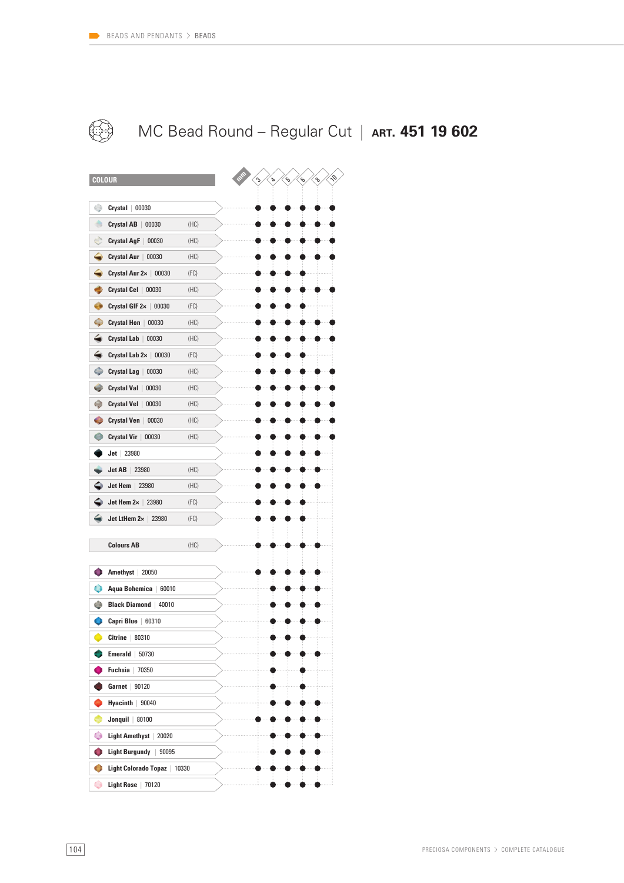# MC Bead Round – Regular Cut | ART. 451 19 602

| COLOUR | | 3 | 4 | 5 | 6 | 8 | 10 |
|---|---|---|---|---|---|---|---|
| **Crystal** \| 00030 | | ● | ● | ● | ● | ● | ● |
| **Crystal AB** \| 00030 | (HC) | ● | ● | ● | ● | ● | ● |
| **Crystal AgF** \| 00030 | (HC) | ● | ● | ● | ● | ● | ● |
| **Crystal Aur** \| 00030 | (HC) | ● | ● | ● | ● | ● | ● |
| **Crystal Aur 2×** \| 00030 | (FC) | ● | ● | ● | ● | | |
| **Crystal Cel** \| 00030 | (HC) | ● | ● | ● | ● | ● | ● |
| **Crystal GIF 2×** \| 00030 | (FC) | ● | ● | ● | ● | | |
| **Crystal Hon** \| 00030 | (HC) | ● | ● | ● | ● | ● | ● |
| **Crystal Lab** \| 00030 | (HC) | ● | ● | ● | ● | ● | ● |
| **Crystal Lab 2×** \| 00030 | (FC) | ● | ● | ● | ● | | |
| **Crystal Lag** \| 00030 | (HC) | ● | ● | ● | ● | ● | ● |
| **Crystal Val** \| 00030 | (HC) | ● | ● | ● | ● | ● | ● |
| **Crystal Vel** \| 00030 | (HC) | ● | ● | ● | ● | ● | ● |
| **Crystal Ven** \| 00030 | (HC) | ● | ● | ● | ● | ● | ● |
| **Crystal Vir** \| 00030 | (HC) | ● | ● | ● | ● | ● | ● |
| **Jet** \| 23980 | | ● | ● | ● | ● | ● | |
| **Jet AB** \| 23980 | (HC) | ● | ● | ● | ● | ● | |
| **Jet Hem** \| 23980 | (HC) | ● | ● | ● | ● | ● | |
| **Jet Hem 2×** \| 23980 | (FC) | ● | ● | ● | ● | | |
| **Jet LtHem 2×** \| 23980 | (FC) | ● | ● | ● | ● | | |
| **Colours AB** | (HC) | ● | ● | ● | ● | ● | |
| **Amethyst** \| 20050 | | ● | ● | ● | ● | ● | |
| **Aqua Bohemica** \| 60010 | | | ● | ● | ● | ● | |
| **Black Diamond** \| 40010 | | | ● | ● | ● | ● | |
| **Capri Blue** \| 60310 | | | ● | ● | ● | ● | |
| **Citrine** \| 80310 | | | ● | ● | ● | | |
| **Emerald** \| 50730 | | | ● | ● | ● | ● | |
| **Fuchsia** \| 70350 | | | ● | | ● | | |
| **Garnet** \| 90120 | | | ● | | ● | | |
| **Hyacinth** \| 90040 | | | ● | ● | ● | ● | |
| **Jonquil** \| 80100 | | ● | ● | ● | ● | ● | |
| **Light Amethyst** \| 20020 | | | ● | ● | ● | ● | |
| **Light Burgundy** \| 90095 | | | ● | ● | ● | ● | |
| **Light Colorado Topaz** \| 10330 | | ● | ● | ● | ● | ● | |
| **Light Rose** \| 70120 | | | ● | ● | ● | ● | |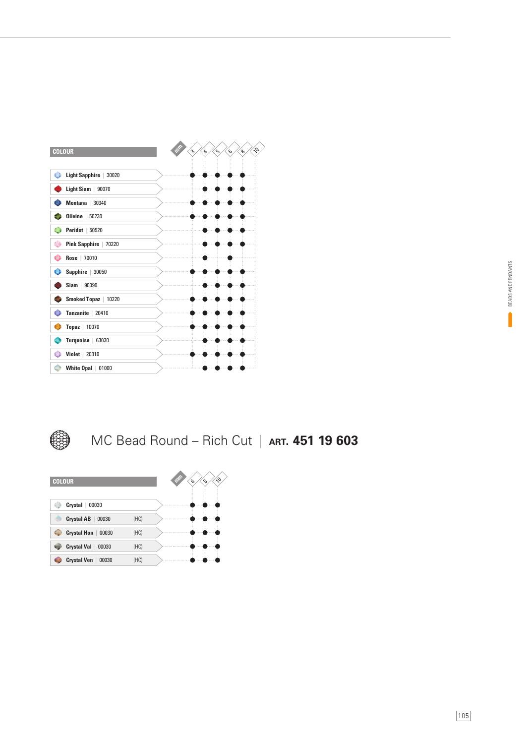| COLOUR | 3 | 4 | 5 | 6 | 8 | 10 |
|---|---|---|---|---|---|---|
| **Light Sapphire** \| 30020 | ● | ● | ● | ● | ● | |
| **Light Siam** \| 90070 | | ● | ● | ● | ● | |
| **Montana** \| 30340 | ● | ● | ● | ● | ● | |
| **Olivine** \| 50230 | ● | ● | ● | ● | ● | |
| **Peridot** \| 50520 | | ● | ● | ● | ● | |
| **Pink Sapphire** \| 70220 | | ● | ● | ● | ● | |
| **Rose** \| 70010 | | ● | | ● | | |
| **Sapphire** \| 30050 | ● | ● | ● | ● | ● | |
| **Siam** \| 90090 | | ● | ● | ● | ● | |
| **Smoked Topaz** \| 10220 | ● | ● | ● | ● | ● | |
| **Tanzanite** \| 20410 | ● | ● | ● | ● | ● | |
| **Topaz** \| 10070 | ● | ● | ● | ● | ● | |
| **Turquoise** \| 63030 | | ● | ● | ● | ● | |
| **Violet** \| 20310 | ● | ● | ● | ● | ● | |
| **White Opal** \| 01000 | | ● | ● | ● | ● | |

## MC Bead Round – Rich Cut | ART. **451 19 603**

| COLOUR | | 6 | 8 | 10 |
|---|---|---|---|---|
| **Crystal** \| 00030 | | ● | ● | ● |
| **Crystal AB** \| 00030 | (HC) | ● | ● | ● |
| **Crystal Hon** \| 00030 | (HC) | ● | ● | ● |
| **Crystal Val** \| 00030 | (HC) | ● | ● | ● |
| **Crystal Ven** \| 00030 | (HC) | ● | ● | ● |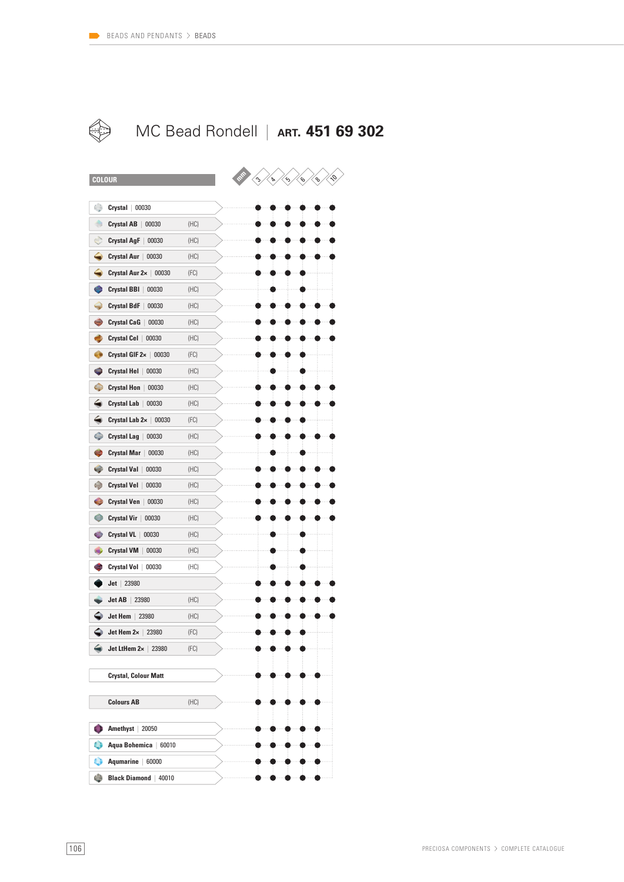# MC Bead Rondell | ART. 451 69 302

| COLOUR | | 3 | 4 | 5 | 6 | 8 | 10 |
|---|---|---|---|---|---|---|---|
| Crystal \| 00030 | | ● | ● | ● | ● | ● | ● |
| Crystal AB \| 00030 | (HC) | ● | ● | ● | ● | ● | ● |
| Crystal AgF \| 00030 | (HC) | ● | ● | ● | ● | ● | ● |
| Crystal Aur \| 00030 | (HC) | ● | ● | ● | ● | ● | ● |
| Crystal Aur 2× \| 00030 | (FC) | ● | ● | ● | ● | | |
| Crystal BBl \| 00030 | (HC) | | ● | | ● | | |
| Crystal BdF \| 00030 | (HC) | ● | ● | ● | ● | ● | ● |
| Crystal CaG \| 00030 | (HC) | ● | ● | ● | ● | ● | ● |
| Crystal Cel \| 00030 | (HC) | ● | ● | ● | ● | ● | ● |
| Crystal GlF 2× \| 00030 | (FC) | ● | ● | ● | ● | | |
| Crystal Hel \| 00030 | (HC) | | ● | | ● | | |
| Crystal Hon \| 00030 | (HC) | ● | ● | ● | ● | ● | ● |
| Crystal Lab \| 00030 | (HC) | ● | ● | ● | ● | ● | ● |
| Crystal Lab 2× \| 00030 | (FC) | ● | ● | ● | ● | | |
| Crystal Lag \| 00030 | (HC) | ● | ● | ● | ● | ● | ● |
| Crystal Mar \| 00030 | (HC) | | ● | | ● | | |
| Crystal Val \| 00030 | (HC) | ● | ● | ● | ● | ● | ● |
| Crystal Vel \| 00030 | (HC) | ● | ● | ● | ● | ● | ● |
| Crystal Ven \| 00030 | (HC) | ● | ● | ● | ● | ● | ● |
| Crystal Vir \| 00030 | (HC) | ● | ● | ● | ● | ● | ● |
| Crystal VL \| 00030 | (HC) | | ● | | ● | | |
| Crystal VM \| 00030 | (HC) | | ● | | ● | | |
| Crystal Vol \| 00030 | (HC) | | ● | | ● | | |
| Jet \| 23980 | | ● | ● | ● | ● | ● | ● |
| Jet AB \| 23980 | (HC) | ● | ● | ● | ● | ● | ● |
| Jet Hem \| 23980 | (HC) | ● | ● | ● | ● | ● | ● |
| Jet Hem 2× \| 23980 | (FC) | ● | ● | ● | ● | | |
| Jet LtHem 2× \| 23980 | (FC) | ● | ● | ● | ● | | |
| Crystal, Colour Matt | | ● | ● | ● | ● | ● | |
| Colours AB | (HC) | ● | ● | ● | ● | ● | |
| Amethyst \| 20050 | | ● | ● | ● | ● | ● | |
| Aqua Bohemica \| 60010 | | ● | ● | ● | ● | ● | |
| Aqumarine \| 60000 | | ● | ● | ● | ● | ● | |
| Black Diamond \| 40010 | | ● | ● | ● | ● | ● | |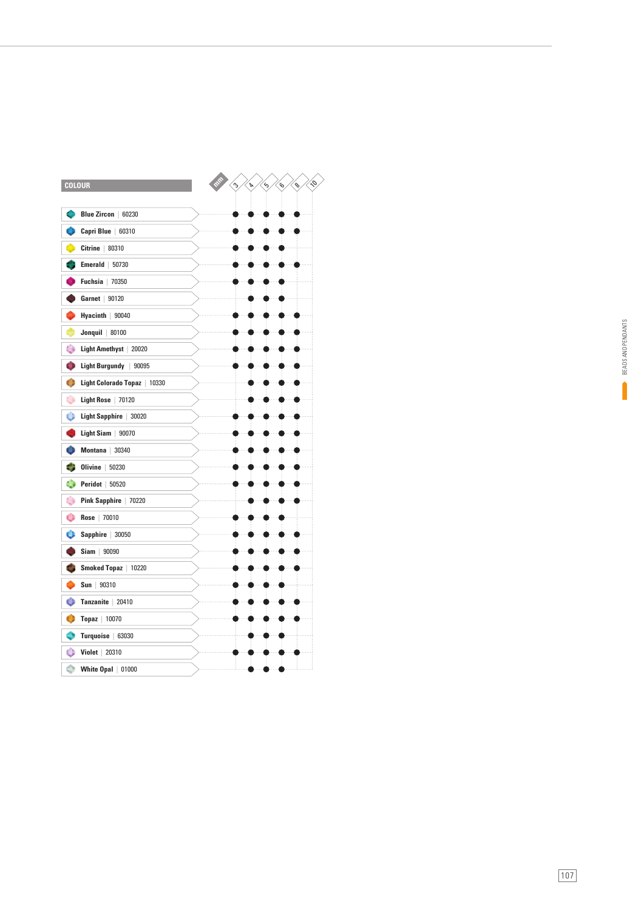| COLOUR | 3 | 4 | 5 | 6 | 8 | 10 |
|---|---|---|---|---|---|---|
| Blue Zircon \| 60230 | ● | ● | ● | ● | ● | |
| Capri Blue \| 60310 | ● | ● | ● | ● | ● | |
| Citrine \| 80310 | ● | ● | ● | ● | | |
| Emerald \| 50730 | ● | ● | ● | ● | ● | |
| Fuchsia \| 70350 | ● | ● | ● | ● | | |
| Garnet \| 90120 | | ● | ● | ● | | |
| Hyacinth \| 90040 | ● | ● | ● | ● | ● | |
| Jonquil \| 80100 | ● | ● | ● | ● | ● | |
| Light Amethyst \| 20020 | ● | ● | ● | ● | ● | |
| Light Burgundy \| 90095 | ● | ● | ● | ● | ● | |
| Light Colorado Topaz \| 10330 | | ● | ● | ● | ● | |
| Light Rose \| 70120 | | ● | ● | ● | ● | |
| Light Sapphire \| 30020 | ● | ● | ● | ● | ● | |
| Light Siam \| 90070 | ● | ● | ● | ● | ● | |
| Montana \| 30340 | ● | ● | ● | ● | ● | |
| Olivine \| 50230 | ● | ● | ● | ● | ● | |
| Peridot \| 50520 | ● | ● | ● | ● | ● | |
| Pink Sapphire \| 70220 | | ● | ● | ● | ● | |
| Rose \| 70010 | ● | ● | ● | ● | | |
| Sapphire \| 30050 | ● | ● | ● | ● | ● | |
| Siam \| 90090 | ● | ● | ● | ● | ● | |
| Smoked Topaz \| 10220 | ● | ● | ● | ● | ● | |
| Sun \| 90310 | ● | ● | ● | ● | | |
| Tanzanite \| 20410 | ● | ● | ● | ● | ● | |
| Topaz \| 10070 | ● | ● | ● | ● | ● | |
| Turquoise \| 63030 | | ● | ● | ● | | |
| Violet \| 20310 | ● | ● | ● | ● | ● | |
| White Opal \| 01000 | | ● | ● | ● | | |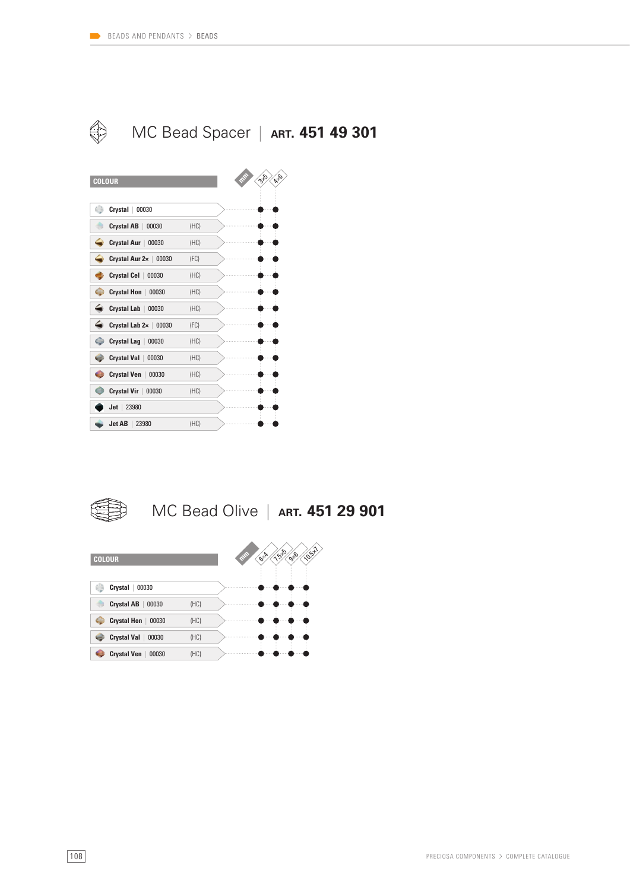# MC Bead Spacer | ART. 451 49 301

| COLOUR | | 3×5 | 4×6 |
|---|---|---|---|
| Crystal \| 00030 | | ● | ● |
| Crystal AB \| 00030 | (HC) | ● | ● |
| Crystal Aur \| 00030 | (HC) | ● | ● |
| Crystal Aur 2× \| 00030 | (FC) | ● | ● |
| Crystal Cel \| 00030 | (HC) | ● | ● |
| Crystal Hon \| 00030 | (HC) | ● | ● |
| Crystal Lab \| 00030 | (HC) | ● | ● |
| Crystal Lab 2× \| 00030 | (FC) | ● | ● |
| Crystal Lag \| 00030 | (HC) | ● | ● |
| Crystal Val \| 00030 | (HC) | ● | ● |
| Crystal Ven \| 00030 | (HC) | ● | ● |
| Crystal Vir \| 00030 | (HC) | ● | ● |
| Jet \| 23980 | | ● | ● |
| Jet AB \| 23980 | (HC) | ● | ● |

# MC Bead Olive | ART. 451 29 901

| COLOUR | | 6×4 | 7.5×5 | 9×6 | 10.5×7 |
|---|---|---|---|---|---|
| Crystal \| 00030 | | ● | ● | ● | ● |
| Crystal AB \| 00030 | (HC) | ● | ● | ● | ● |
| Crystal Hon \| 00030 | (HC) | ● | ● | ● | ● |
| Crystal Val \| 00030 | (HC) | ● | ● | ● | ● |
| Crystal Ven \| 00030 | (HC) | ● | ● | ● | ● |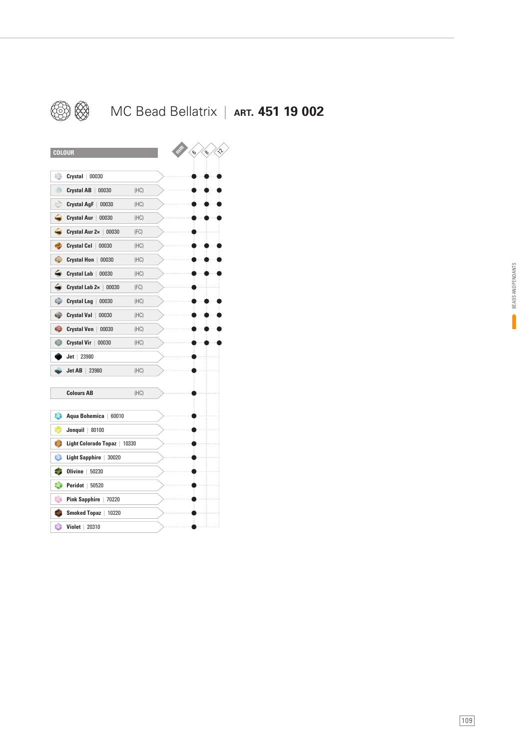# MC Bead Bellatrix | ART. 451 19 002

| COLOUR | | 6 mm | 8 mm | 12 mm |
|---|---|---|---|---|
| Crystal \| 00030 | | ● | ● | ● |
| Crystal AB \| 00030 | (HC) | ● | ● | ● |
| Crystal AgF \| 00030 | (HC) | ● | ● | ● |
| Crystal Aur \| 00030 | (HC) | ● | ● | ● |
| Crystal Aur 2× \| 00030 | (FC) | ● | | |
| Crystal Cel \| 00030 | (HC) | ● | ● | ● |
| Crystal Hon \| 00030 | (HC) | ● | ● | ● |
| Crystal Lab \| 00030 | (HC) | ● | ● | ● |
| Crystal Lab 2× \| 00030 | (FC) | ● | | |
| Crystal Lag \| 00030 | (HC) | ● | ● | ● |
| Crystal Val \| 00030 | (HC) | ● | ● | ● |
| Crystal Ven \| 00030 | (HC) | ● | ● | ● |
| Crystal Vir \| 00030 | (HC) | ● | ● | ● |
| Jet \| 23980 | | ● | | |
| Jet AB \| 23980 | (HC) | ● | | |
| Colours AB | (HC) | ● | | |
| Aqua Bohemica \| 60010 | | ● | | |
| Jonquil \| 80100 | | ● | | |
| Light Colorado Topaz \| 10330 | | ● | | |
| Light Sapphire \| 30020 | | ● | | |
| Olivine \| 50230 | | ● | | |
| Peridot \| 50520 | | ● | | |
| Pink Sapphire \| 70220 | | ● | | |
| Smoked Topaz \| 10220 | | ● | | |
| Violet \| 20310 | | ● | | |

BEADS AND PENDANTS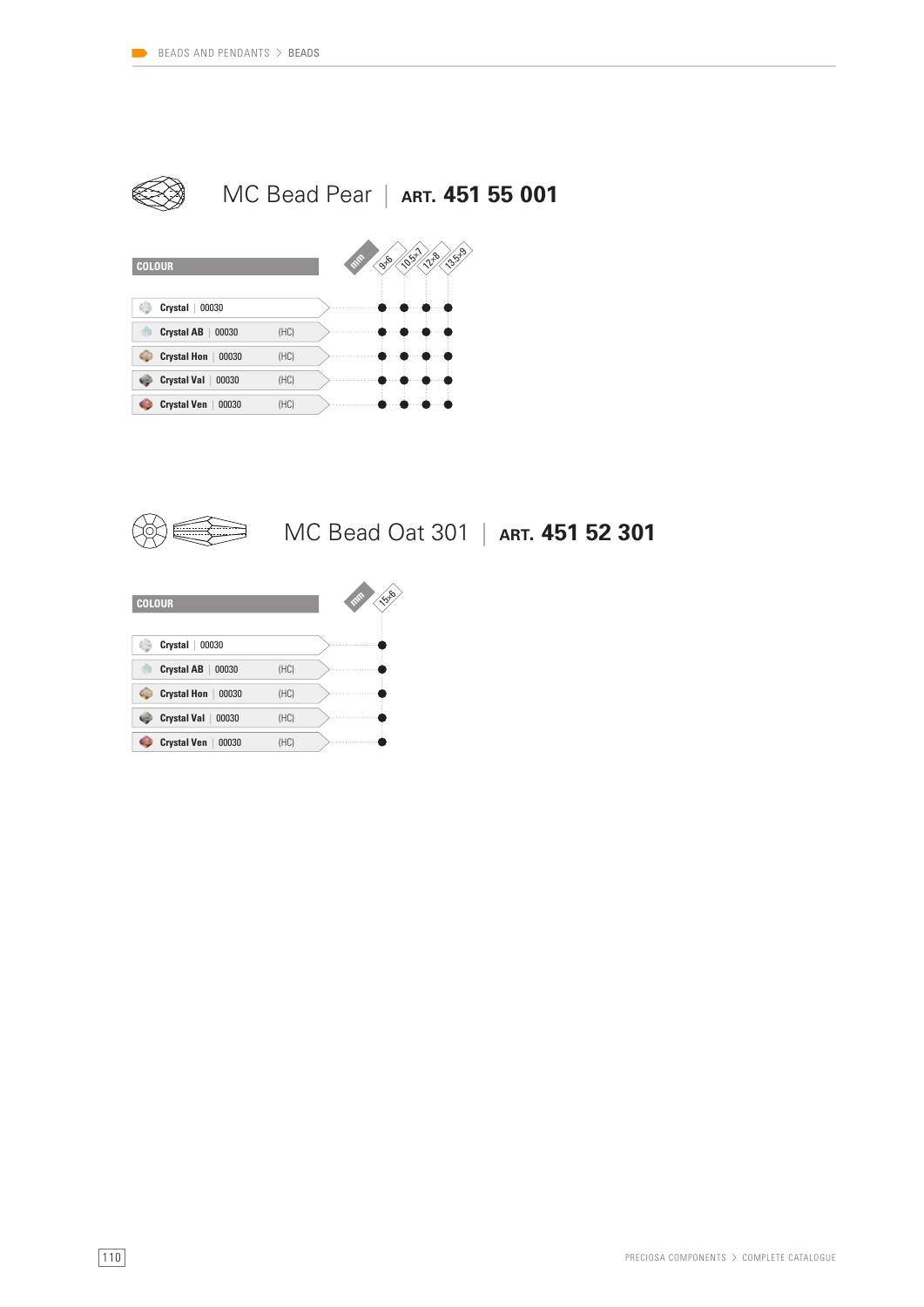# MC Bead Pear | ART. 451 55 001

| COLOUR | | mm 9×6 | 10.5×7 | 12×8 | 13.5×9 |
|---|---|---|---|---|---|
| Crystal \| 00030 | | ● | ● | ● | ● |
| Crystal AB \| 00030 | (HC) | ● | ● | ● | ● |
| Crystal Hon \| 00030 | (HC) | ● | ● | ● | ● |
| Crystal Val \| 00030 | (HC) | ● | ● | ● | ● |
| Crystal Ven \| 00030 | (HC) | ● | ● | ● | ● |

# MC Bead Oat 301 | ART. 451 52 301

| COLOUR | | mm 15×6 |
|---|---|---|
| Crystal \| 00030 | | ● |
| Crystal AB \| 00030 | (HC) | ● |
| Crystal Hon \| 00030 | (HC) | ● |
| Crystal Val \| 00030 | (HC) | ● |
| Crystal Ven \| 00030 | (HC) | ● |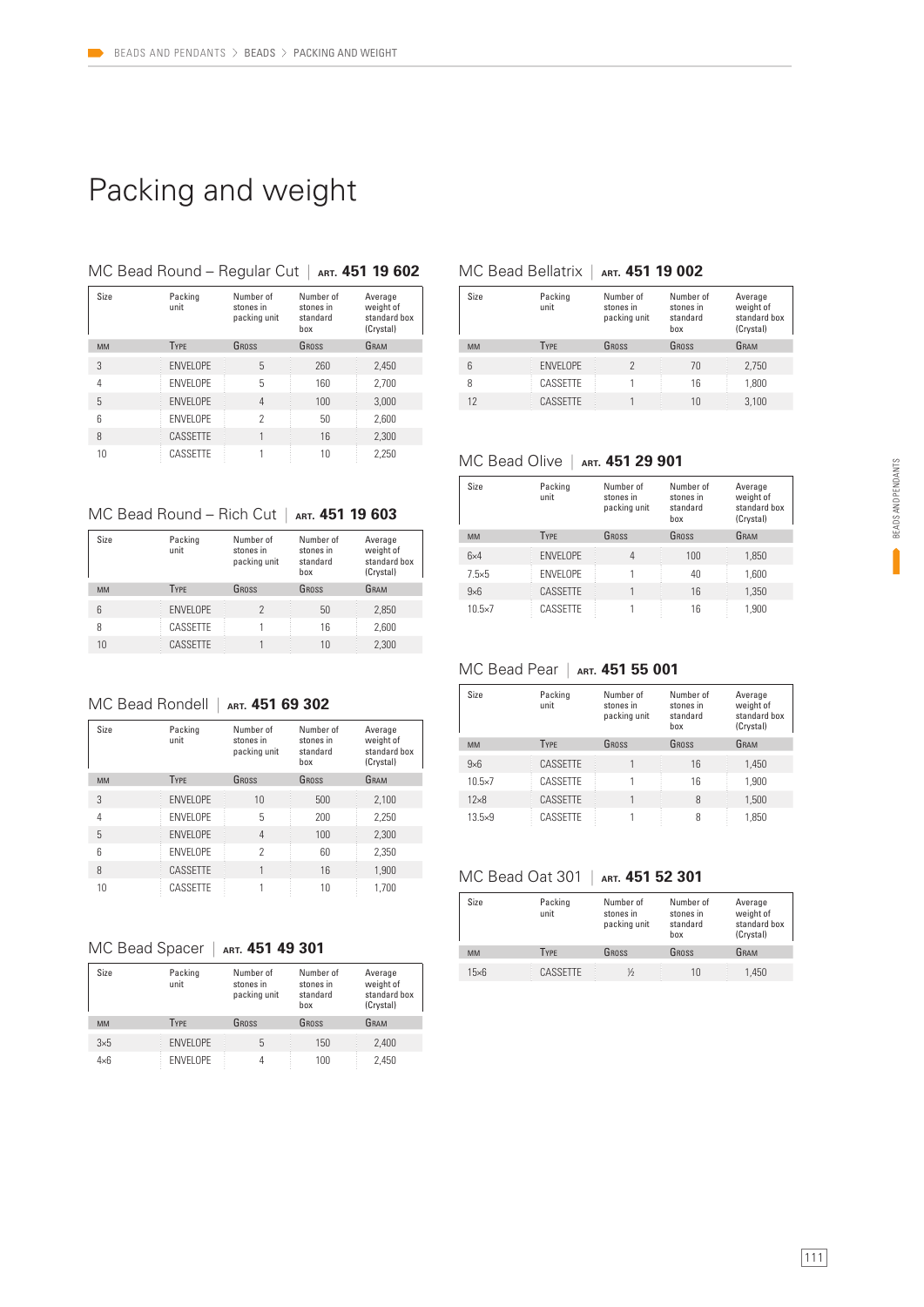# Packing and weight

## MC Bead Round – Regular Cut | ART. 451 19 602

| Size | Packing unit | Number of stones in packing unit | Number of stones in standard box | Average weight of standard box (Crystal) |
|---|---|---|---|---|
| MM | TYPE | GROSS | GROSS | GRAM |
| 3 | ENVELOPE | 5 | 260 | 2,450 |
| 4 | ENVELOPE | 5 | 160 | 2,700 |
| 5 | ENVELOPE | 4 | 100 | 3,000 |
| 6 | ENVELOPE | 2 | 50 | 2,600 |
| 8 | CASSETTE | 1 | 16 | 2,300 |
| 10 | CASSETTE | 1 | 10 | 2,250 |

## MC Bead Round – Rich Cut | ART. 451 19 603

| Size | Packing unit | Number of stones in packing unit | Number of stones in standard box | Average weight of standard box (Crystal) |
|---|---|---|---|---|
| MM | TYPE | GROSS | GROSS | GRAM |
| 6 | ENVELOPE | 2 | 50 | 2,850 |
| 8 | CASSETTE | 1 | 16 | 2,600 |
| 10 | CASSETTE | 1 | 10 | 2,300 |

## MC Bead Rondell | ART. 451 69 302

| Size | Packing unit | Number of stones in packing unit | Number of stones in standard box | Average weight of standard box (Crystal) |
|---|---|---|---|---|
| MM | TYPE | GROSS | GROSS | GRAM |
| 3 | ENVELOPE | 10 | 500 | 2,100 |
| 4 | ENVELOPE | 5 | 200 | 2,250 |
| 5 | ENVELOPE | 4 | 100 | 2,300 |
| 6 | ENVELOPE | 2 | 60 | 2,350 |
| 8 | CASSETTE | 1 | 16 | 1,900 |
| 10 | CASSETTE | 1 | 10 | 1,700 |

## MC Bead Spacer | ART. 451 49 301

| Size | Packing unit | Number of stones in packing unit | Number of stones in standard box | Average weight of standard box (Crystal) |
|---|---|---|---|---|
| MM | TYPE | GROSS | GROSS | GRAM |
| 3×5 | ENVELOPE | 5 | 150 | 2,400 |
| 4×6 | ENVELOPE | 4 | 100 | 2,450 |

## MC Bead Bellatrix | ART. 451 19 002

| Size | Packing unit | Number of stones in packing unit | Number of stones in standard box | Average weight of standard box (Crystal) |
|---|---|---|---|---|
| MM | TYPE | GROSS | GROSS | GRAM |
| 6 | ENVELOPE | 2 | 70 | 2,750 |
| 8 | CASSETTE | 1 | 16 | 1,800 |
| 12 | CASSETTE | 1 | 10 | 3,100 |

## MC Bead Olive | ART. 451 29 901

| Size | Packing unit | Number of stones in packing unit | Number of stones in standard box | Average weight of standard box (Crystal) |
|---|---|---|---|---|
| MM | TYPE | GROSS | GROSS | GRAM |
| 6×4 | ENVELOPE | 4 | 100 | 1,850 |
| 7.5×5 | ENVELOPE | 1 | 40 | 1,600 |
| 9×6 | CASSETTE | 1 | 16 | 1,350 |
| 10.5×7 | CASSETTE | 1 | 16 | 1,900 |

## MC Bead Pear | ART. 451 55 001

| Size | Packing unit | Number of stones in packing unit | Number of stones in standard box | Average weight of standard box (Crystal) |
|---|---|---|---|---|
| MM | TYPE | GROSS | GROSS | GRAM |
| 9×6 | CASSETTE | 1 | 16 | 1,450 |
| 10.5×7 | CASSETTE | 1 | 16 | 1,900 |
| 12×8 | CASSETTE | 1 | 8 | 1,500 |
| 13.5×9 | CASSETTE | 1 | 8 | 1,850 |

## MC Bead Oat 301 | ART. 451 52 301

| Size | Packing unit | Number of stones in packing unit | Number of stones in standard box | Average weight of standard box (Crystal) |
|---|---|---|---|---|
| MM | TYPE | GROSS | GROSS | GRAM |
| 15×6 | CASSETTE | ½ | 10 | 1,450 |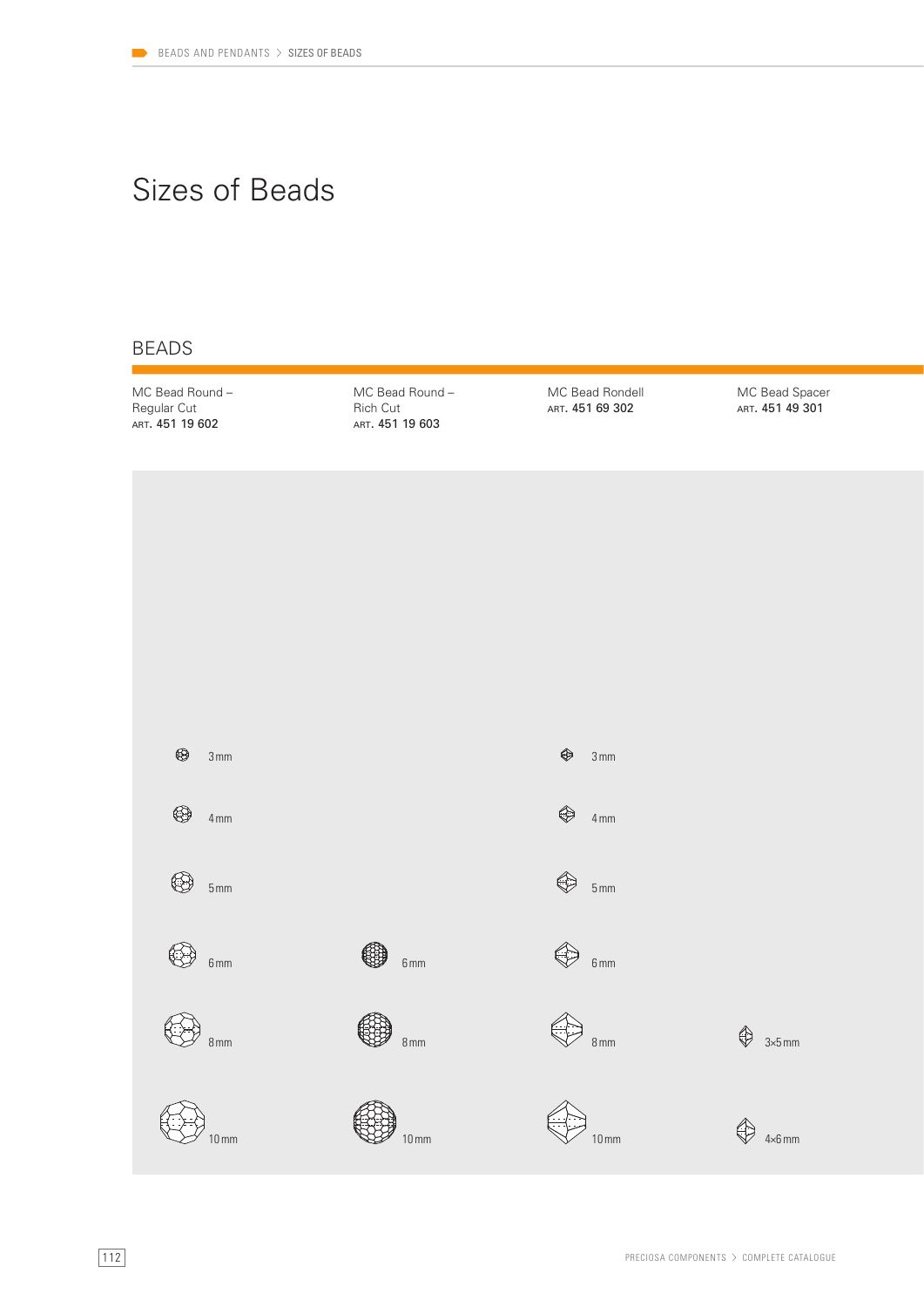# Sizes of Beads

## BEADS

| MC Bead Round – Regular Cut ART. 451 19 602 | MC Bead Round – Rich Cut ART. 451 19 603 | MC Bead Rondell ART. 451 69 302 | MC Bead Spacer ART. 451 49 301 |
|---|---|---|---|
| 3 mm | | 3 mm | |
| 4 mm | | 4 mm | |
| 5 mm | | 5 mm | |
| 6 mm | 6 mm | 6 mm | |
| 8 mm | 8 mm | 8 mm | 3×5 mm |
| 10 mm | 10 mm | 10 mm | 4×6 mm |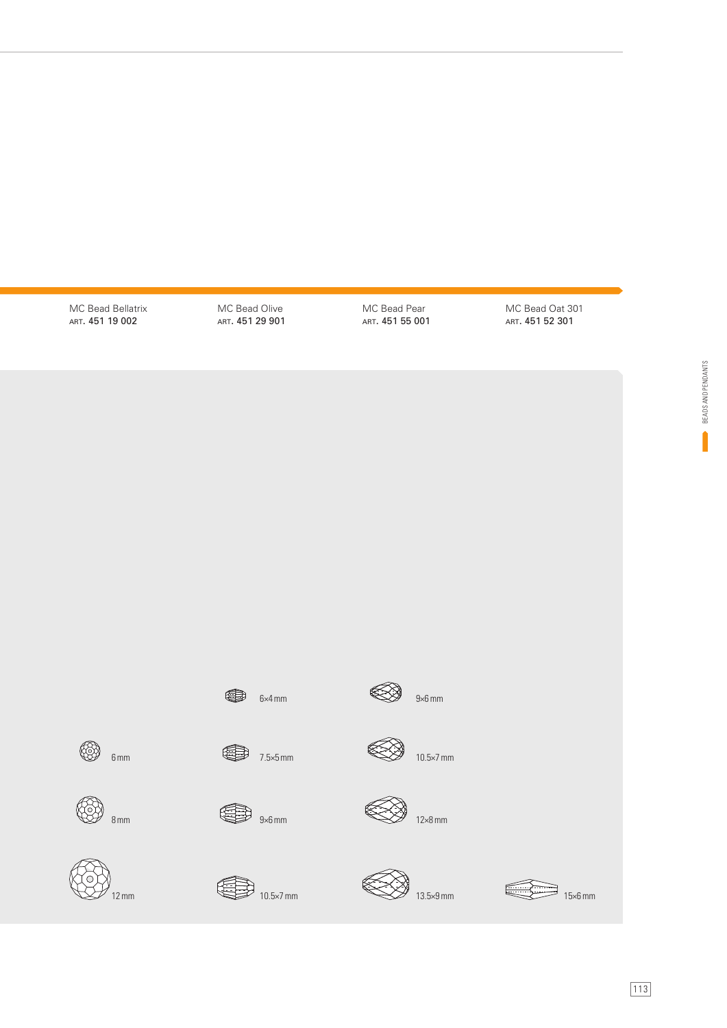| MC Bead Bellatrix<br>ART. 451 19 002 | MC Bead Olive<br>ART. 451 29 901 | MC Bead Pear<br>ART. 451 55 001 | MC Bead Oat 301<br>ART. 451 52 301 |
|---|---|---|---|
| | 6×4 mm | 9×6 mm | |
| 6 mm | 7.5×5 mm | 10.5×7 mm | |
| 8 mm | 9×6 mm | 12×8 mm | |
| 12 mm | 10.5×7 mm | 13.5×9 mm | 15×6 mm |

BEADS AND PENDANTS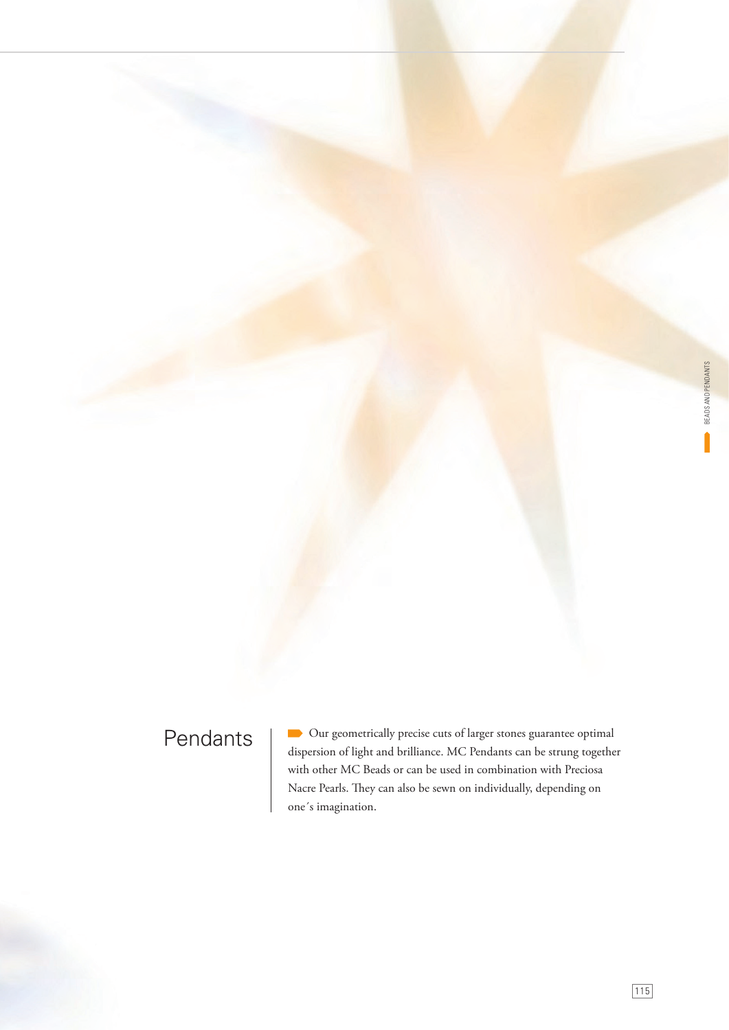## Pendants

Our geometrically precise cuts of larger stones guarantee optimal dispersion of light and brilliance. MC Pendants can be strung together with other MC Beads or can be used in combination with Preciosa Nacre Pearls. They can also be sewn on individually, depending on one´s imagination.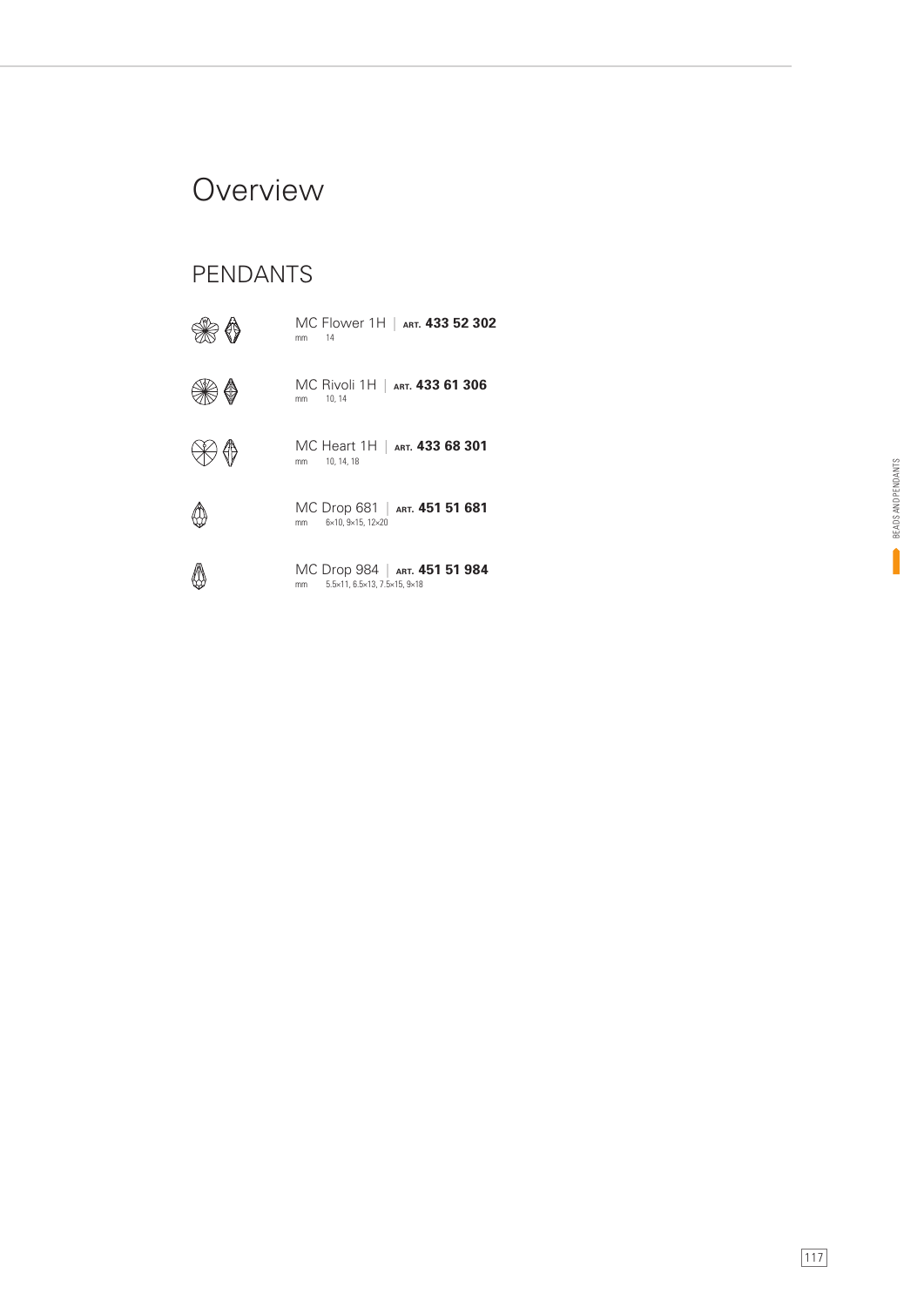# Overview

## PENDANTS

MC Flower 1H | ART. **433 52 302**
mm 14

MC Rivoli 1H | ART. **433 61 306**
mm 10, 14

MC Heart 1H | ART. **433 68 301**
mm 10, 14, 18

MC Drop 681 | ART. **451 51 681**
mm 6×10, 9×15, 12×20

MC Drop 984 | ART. **451 51 984**
mm 5.5×11, 6.5×13, 7.5×15, 9×18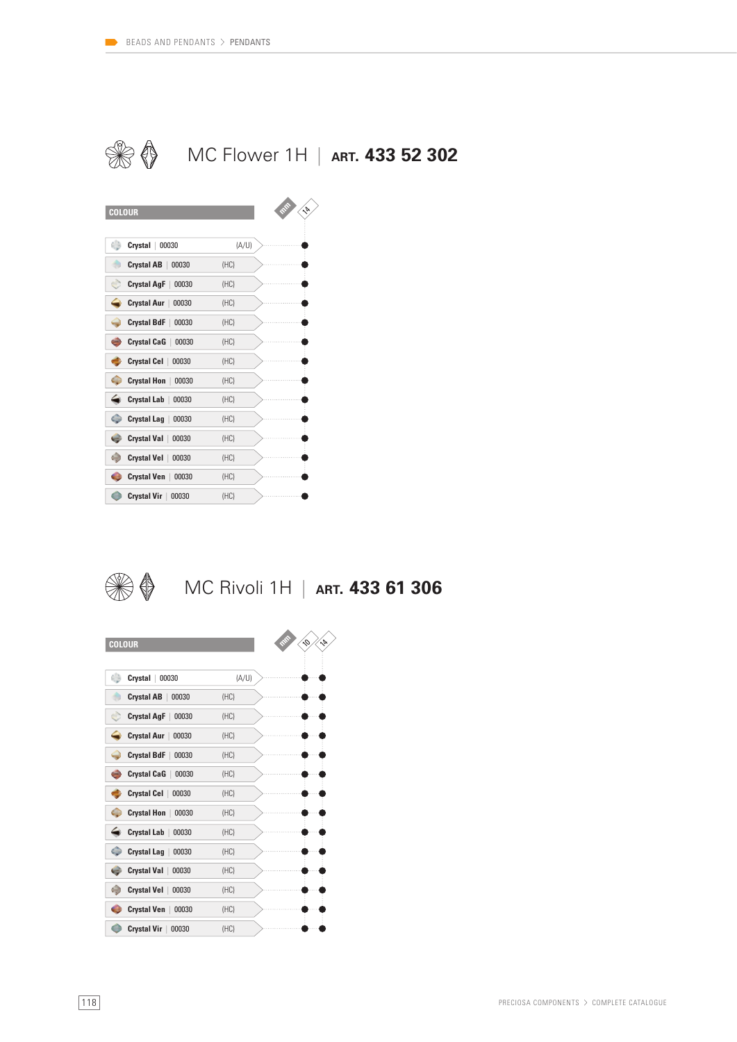# MC Flower 1H | ART. 433 52 302

| COLOUR | | 14 mm |
|---|---|---|
| Crystal \| 00030 | (A/U) | ● |
| Crystal AB \| 00030 | (HC) | ● |
| Crystal AgF \| 00030 | (HC) | ● |
| Crystal Aur \| 00030 | (HC) | ● |
| Crystal BdF \| 00030 | (HC) | ● |
| Crystal CaG \| 00030 | (HC) | ● |
| Crystal Cel \| 00030 | (HC) | ● |
| Crystal Hon \| 00030 | (HC) | ● |
| Crystal Lab \| 00030 | (HC) | ● |
| Crystal Lag \| 00030 | (HC) | ● |
| Crystal Val \| 00030 | (HC) | ● |
| Crystal Vel \| 00030 | (HC) | ● |
| Crystal Ven \| 00030 | (HC) | ● |
| Crystal Vir \| 00030 | (HC) | ● |

# MC Rivoli 1H | ART. 433 61 306

| COLOUR | | 10 mm | 14 mm |
|---|---|---|---|
| Crystal \| 00030 | (A/U) | ● | ● |
| Crystal AB \| 00030 | (HC) | ● | ● |
| Crystal AgF \| 00030 | (HC) | ● | ● |
| Crystal Aur \| 00030 | (HC) | ● | ● |
| Crystal BdF \| 00030 | (HC) | ● | ● |
| Crystal CaG \| 00030 | (HC) | ● | ● |
| Crystal Cel \| 00030 | (HC) | ● | ● |
| Crystal Hon \| 00030 | (HC) | ● | ● |
| Crystal Lab \| 00030 | (HC) | ● | ● |
| Crystal Lag \| 00030 | (HC) | ● | ● |
| Crystal Val \| 00030 | (HC) | ● | ● |
| Crystal Vel \| 00030 | (HC) | ● | ● |
| Crystal Ven \| 00030 | (HC) | ● | ● |
| Crystal Vir \| 00030 | (HC) | ● | ● |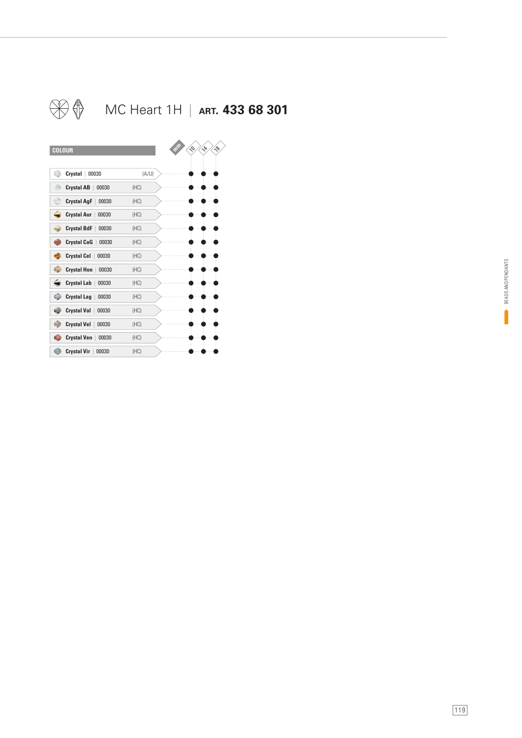# MC Heart 1H | ART. 433 68 301

| COLOUR | | | 10 mm | 14 mm | 18 mm |
|---|---|---|---|---|---|
| Crystal | 00030 | (A/U) | ● | ● | ● |
| Crystal AB | 00030 | (HC) | ● | ● | ● |
| Crystal AgF | 00030 | (HC) | ● | ● | ● |
| Crystal Aur | 00030 | (HC) | ● | ● | ● |
| Crystal BdF | 00030 | (HC) | ● | ● | ● |
| Crystal CaG | 00030 | (HC) | ● | ● | ● |
| Crystal Cel | 00030 | (HC) | ● | ● | ● |
| Crystal Hon | 00030 | (HC) | ● | ● | ● |
| Crystal Lab | 00030 | (HC) | ● | ● | ● |
| Crystal Lag | 00030 | (HC) | ● | ● | ● |
| Crystal Val | 00030 | (HC) | ● | ● | ● |
| Crystal Vel | 00030 | (HC) | ● | ● | ● |
| Crystal Ven | 00030 | (HC) | ● | ● | ● |
| Crystal Vir | 00030 | (HC) | ● | ● | ● |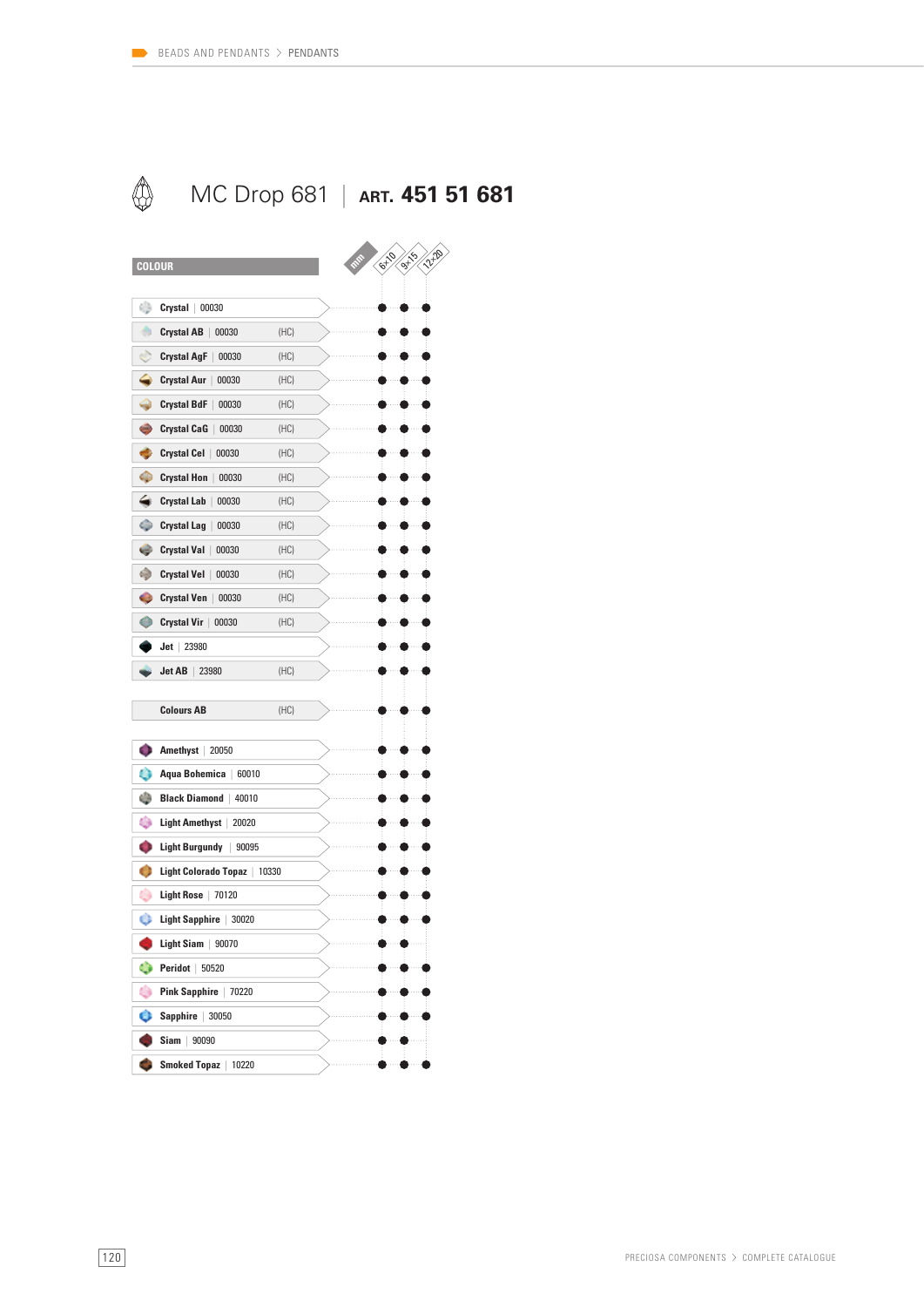# MC Drop 681 | ART. 451 51 681

| COLOUR | | 6×10 | 9×15 | 12×20 |
|---|---|---|---|---|
| Crystal \| 00030 | | ● | ● | ● |
| Crystal AB \| 00030 | (HC) | ● | ● | ● |
| Crystal AgF \| 00030 | (HC) | ● | ● | ● |
| Crystal Aur \| 00030 | (HC) | ● | ● | ● |
| Crystal BdF \| 00030 | (HC) | ● | ● | ● |
| Crystal CaG \| 00030 | (HC) | ● | ● | ● |
| Crystal Cel \| 00030 | (HC) | ● | ● | ● |
| Crystal Hon \| 00030 | (HC) | ● | ● | ● |
| Crystal Lab \| 00030 | (HC) | ● | ● | ● |
| Crystal Lag \| 00030 | (HC) | ● | ● | ● |
| Crystal Val \| 00030 | (HC) | ● | ● | ● |
| Crystal Vel \| 00030 | (HC) | ● | ● | ● |
| Crystal Ven \| 00030 | (HC) | ● | ● | ● |
| Crystal Vir \| 00030 | (HC) | ● | ● | ● |
| Jet \| 23980 | | ● | ● | ● |
| Jet AB \| 23980 | (HC) | ● | ● | ● |
| Colours AB | (HC) | ● | ● | ● |
| Amethyst \| 20050 | | ● | ● | ● |
| Aqua Bohemica \| 60010 | | ● | ● | ● |
| Black Diamond \| 40010 | | ● | ● | ● |
| Light Amethyst \| 20020 | | ● | ● | ● |
| Light Burgundy \| 90095 | | ● | ● | ● |
| Light Colorado Topaz \| 10330 | | ● | ● | ● |
| Light Rose \| 70120 | | ● | ● | ● |
| Light Sapphire \| 30020 | | ● | ● | ● |
| Light Siam \| 90070 | | ● | ● | |
| Peridot \| 50520 | | ● | ● | ● |
| Pink Sapphire \| 70220 | | ● | ● | ● |
| Sapphire \| 30050 | | ● | ● | ● |
| Siam \| 90090 | | ● | ● | |
| Smoked Topaz \| 10220 | | ● | ● | ● |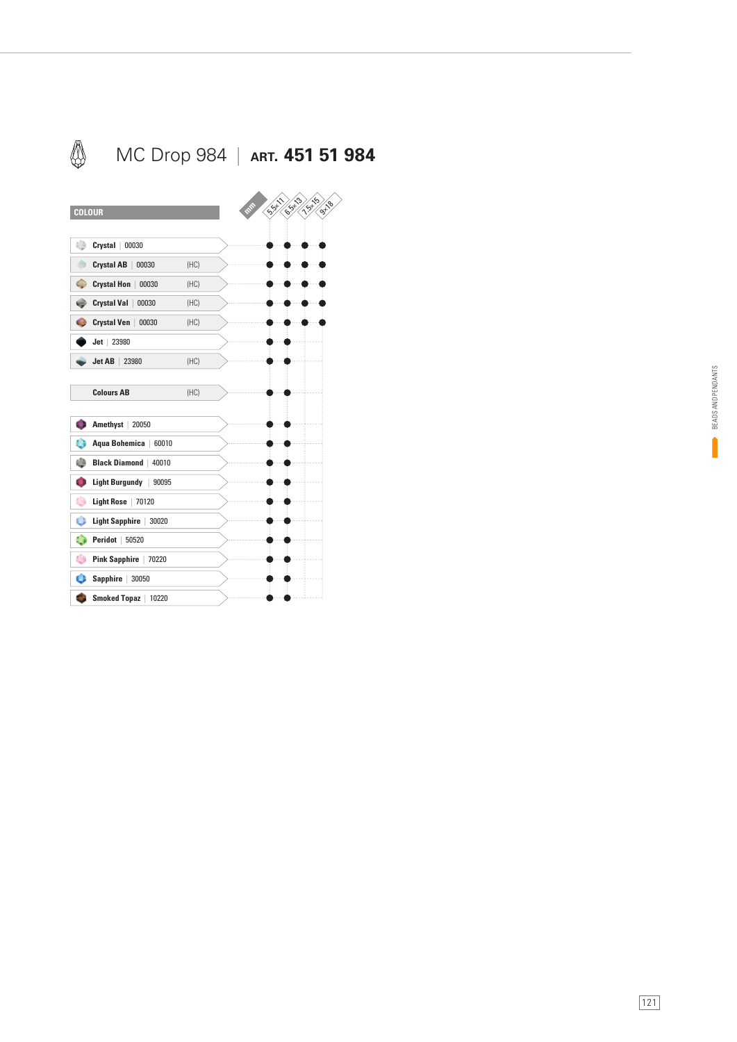# MC Drop 984 | ART. 451 51 984

| COLOUR | | mm 5.5x11 | 6.5x13 | 7.5x15 | 9x18 |
|---|---|---|---|---|---|
| **Crystal** \| 00030 | | ● | ● | ● | ● |
| **Crystal AB** \| 00030 | (HC) | ● | ● | ● | ● |
| **Crystal Hon** \| 00030 | (HC) | ● | ● | ● | ● |
| **Crystal Val** \| 00030 | (HC) | ● | ● | ● | ● |
| **Crystal Ven** \| 00030 | (HC) | ● | ● | ● | ● |
| **Jet** \| 23980 | | ● | ● | | |
| **Jet AB** \| 23980 | (HC) | ● | ● | | |
| **Colours AB** | (HC) | ● | ● | | |
| **Amethyst** \| 20050 | | ● | ● | | |
| **Aqua Bohemica** \| 60010 | | ● | ● | | |
| **Black Diamond** \| 40010 | | ● | ● | | |
| **Light Burgundy** \| 90095 | | ● | ● | | |
| **Light Rose** \| 70120 | | ● | ● | | |
| **Light Sapphire** \| 30020 | | ● | ● | | |
| **Peridot** \| 50520 | | ● | ● | | |
| **Pink Sapphire** \| 70220 | | ● | ● | | |
| **Sapphire** \| 30050 | | ● | ● | | |
| **Smoked Topaz** \| 10220 | | ● | ● | | |

BEADS AND PENDANTS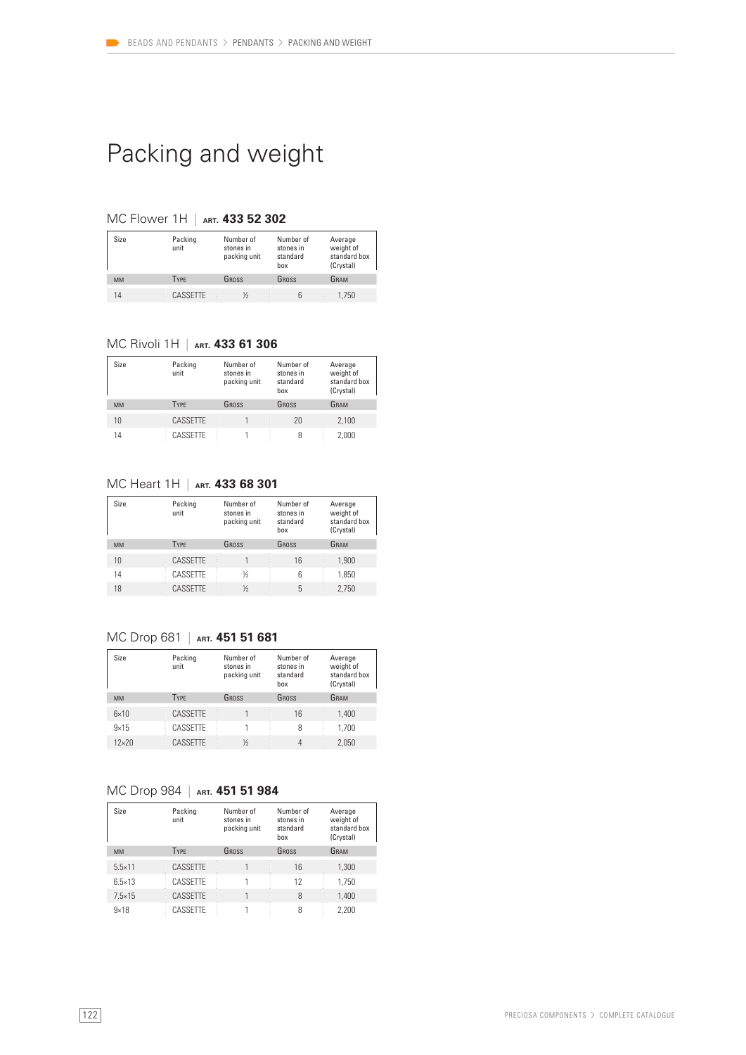# Packing and weight

## MC Flower 1H | ART. **433 52 302**

| Size | Packing unit | Number of stones in packing unit | Number of stones in standard box | Average weight of standard box (Crystal) |
|---|---|---|---|---|
| MM | TYPE | GROSS | GROSS | GRAM |
| 14 | CASSETTE | ½ | 6 | 1,750 |

## MC Rivoli 1H | ART. **433 61 306**

| Size | Packing unit | Number of stones in packing unit | Number of stones in standard box | Average weight of standard box (Crystal) |
|---|---|---|---|---|
| MM | TYPE | GROSS | GROSS | GRAM |
| 10 | CASSETTE | 1 | 20 | 2,100 |
| 14 | CASSETTE | 1 | 8 | 2,000 |

## MC Heart 1H | ART. **433 68 301**

| Size | Packing unit | Number of stones in packing unit | Number of stones in standard box | Average weight of standard box (Crystal) |
|---|---|---|---|---|
| MM | TYPE | GROSS | GROSS | GRAM |
| 10 | CASSETTE | 1 | 16 | 1,900 |
| 14 | CASSETTE | ½ | 6 | 1,850 |
| 18 | CASSETTE | ½ | 5 | 2,750 |

## MC Drop 681 | ART. **451 51 681**

| Size | Packing unit | Number of stones in packing unit | Number of stones in standard box | Average weight of standard box (Crystal) |
|---|---|---|---|---|
| MM | TYPE | GROSS | GROSS | GRAM |
| 6×10 | CASSETTE | 1 | 16 | 1,400 |
| 9×15 | CASSETTE | 1 | 8 | 1,700 |
| 12×20 | CASSETTE | ½ | 4 | 2,050 |

## MC Drop 984 | ART. **451 51 984**

| Size | Packing unit | Number of stones in packing unit | Number of stones in standard box | Average weight of standard box (Crystal) |
|---|---|---|---|---|
| MM | TYPE | GROSS | GROSS | GRAM |
| 5.5×11 | CASSETTE | 1 | 16 | 1,300 |
| 6.5×13 | CASSETTE | 1 | 12 | 1,750 |
| 7.5×15 | CASSETTE | 1 | 8 | 1,400 |
| 9×18 | CASSETTE | 1 | 8 | 2,200 |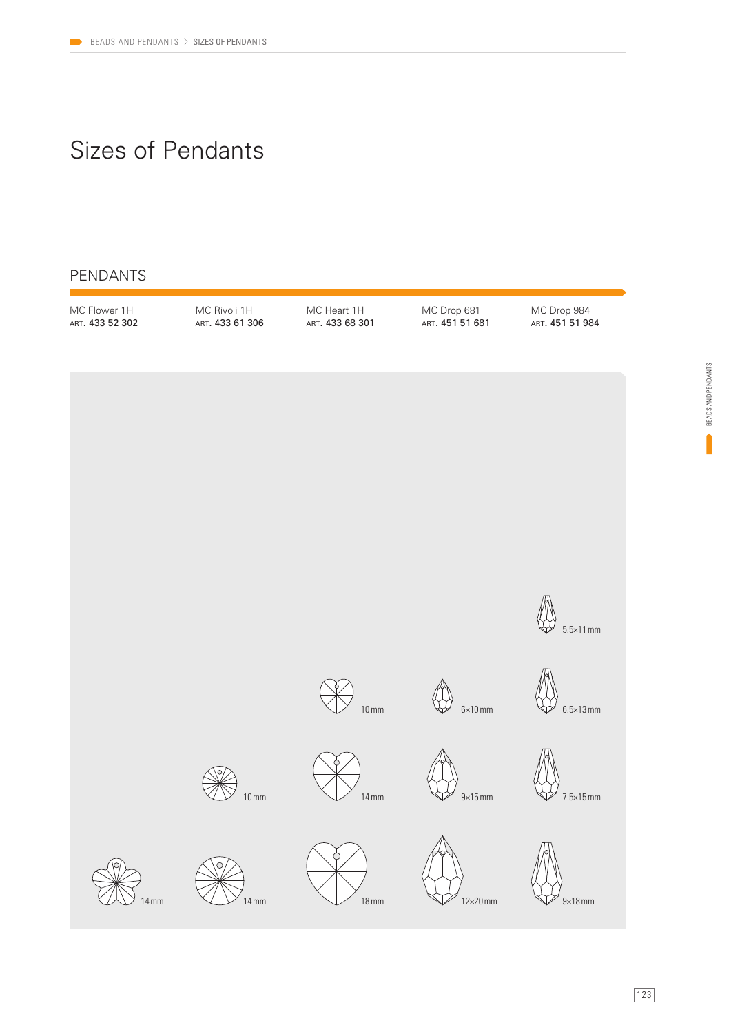# Sizes of Pendants

## PENDANTS

| MC Flower 1H<br>ART. 433 52 302 | MC Rivoli 1H<br>ART. 433 61 306 | MC Heart 1H<br>ART. 433 68 301 | MC Drop 681<br>ART. 451 51 681 | MC Drop 984<br>ART. 451 51 984 |
|---|---|---|---|---|
| | | | | 5.5×11 mm |
| | | 10 mm | 6×10 mm | 6.5×13 mm |
| | 10 mm | 14 mm | 9×15 mm | 7.5×15 mm |
| 14 mm | 14 mm | 18 mm | 12×20 mm | 9×18 mm |